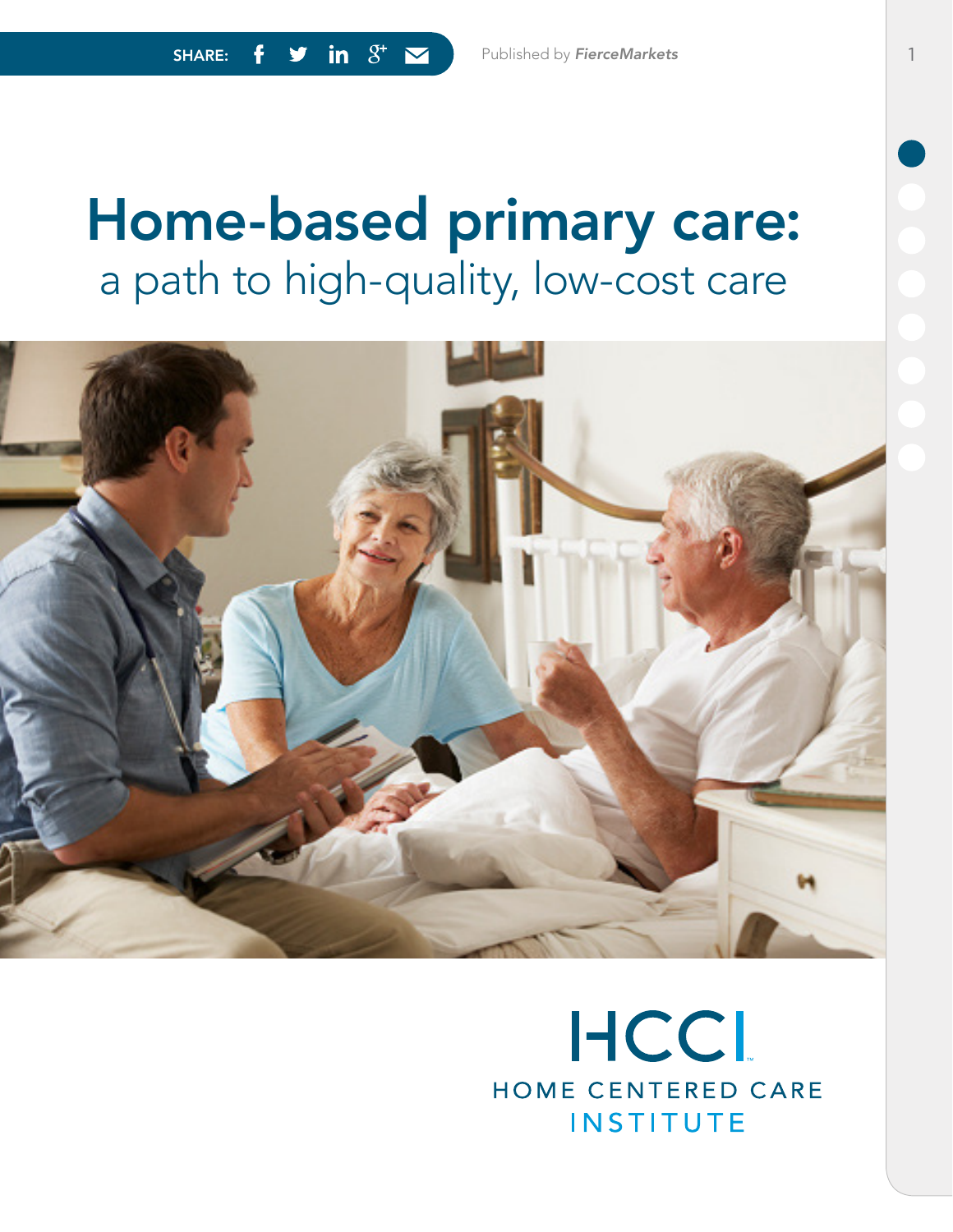SHARE:

Published by *FierceMarkets*

# Home-based primary care:
## a path to high-quality, low-cost care

HCCI
HOME CENTERED CARE
INSTITUTE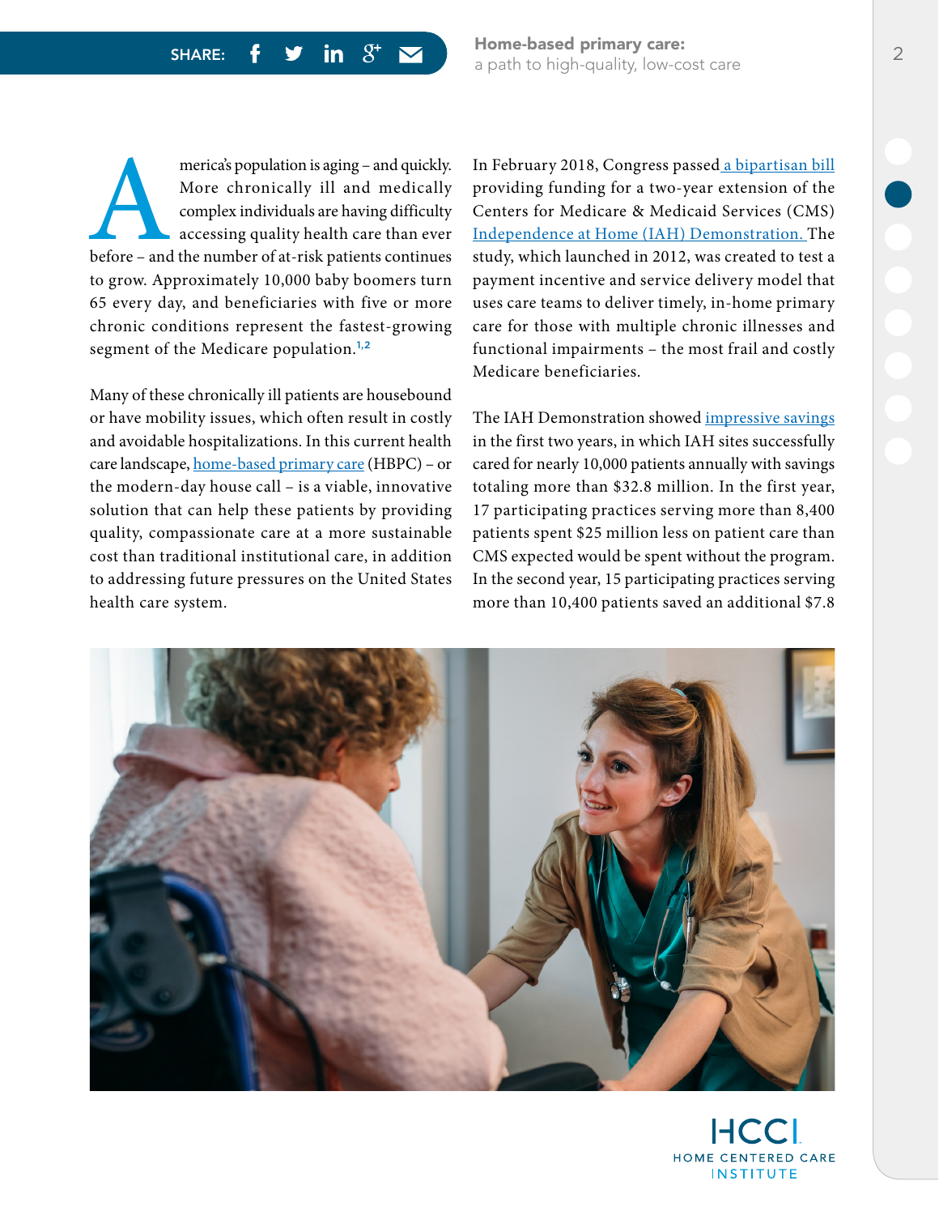America's population is aging – and quickly. More chronically ill and medically complex individuals are having difficulty accessing quality health care than ever before – and the number of at-risk patients continues to grow. Approximately 10,000 baby boomers turn 65 every day, and beneficiaries with five or more chronic conditions represent the fastest-growing segment of the Medicare population.[1,2]

Many of these chronically ill patients are housebound or have mobility issues, which often result in costly and avoidable hospitalizations. In this current health care landscape, home-based primary care (HBPC) – or the modern-day house call – is a viable, innovative solution that can help these patients by providing quality, compassionate care at a more sustainable cost than traditional institutional care, in addition to addressing future pressures on the United States health care system.

In February 2018, Congress passed a bipartisan bill providing funding for a two-year extension of the Centers for Medicare & Medicaid Services (CMS) Independence at Home (IAH) Demonstration. The study, which launched in 2012, was created to test a payment incentive and service delivery model that uses care teams to deliver timely, in-home primary care for those with multiple chronic illnesses and functional impairments – the most frail and costly Medicare beneficiaries.

The IAH Demonstration showed impressive savings in the first two years, in which IAH sites successfully cared for nearly 10,000 patients annually with savings totaling more than $32.8 million. In the first year, 17 participating practices serving more than 8,400 patients spent $25 million less on patient care than CMS expected would be spent without the program. In the second year, 15 participating practices serving more than 10,400 patients saved an additional $7.8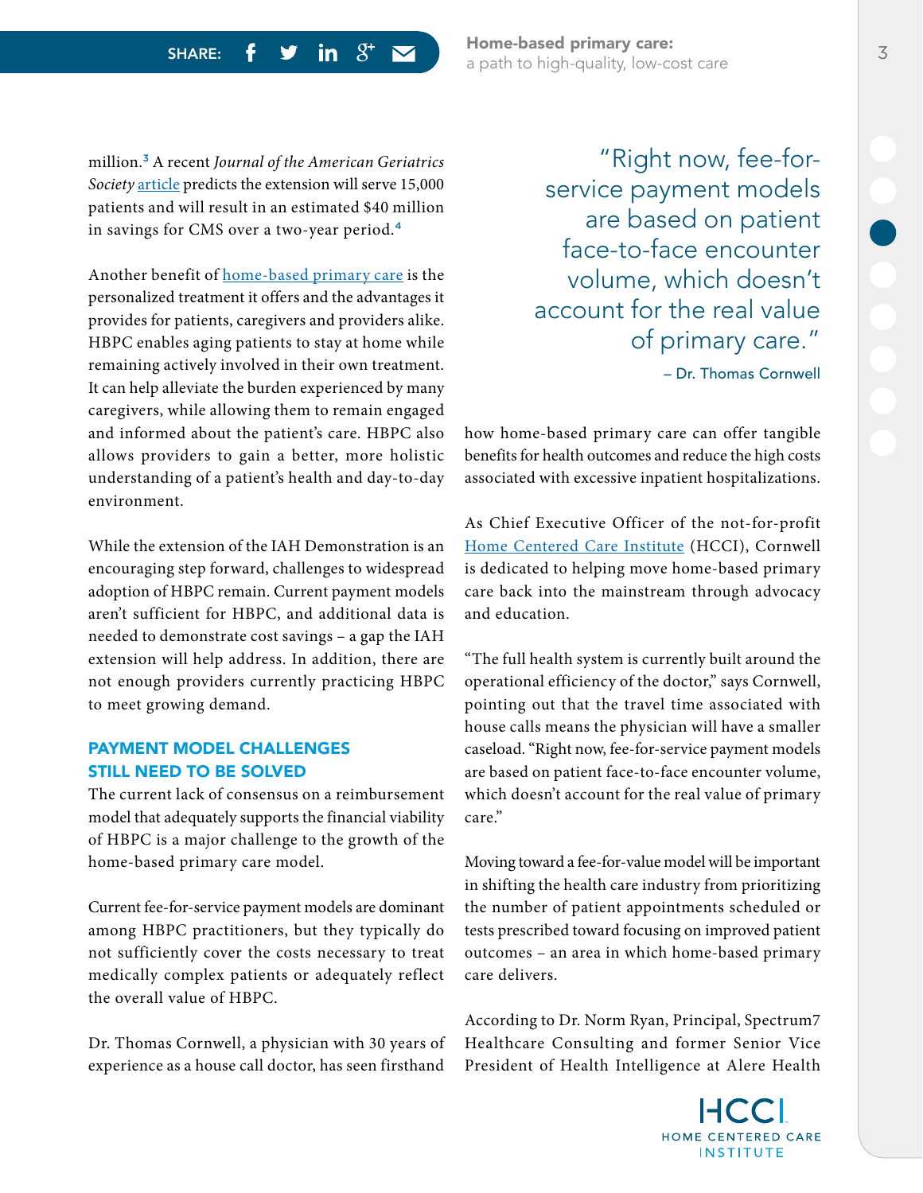million.[3] A recent *Journal of the American Geriatrics Society* article predicts the extension will serve 15,000 patients and will result in an estimated $40 million in savings for CMS over a two-year period.[4]

Another benefit of home-based primary care is the personalized treatment it offers and the advantages it provides for patients, caregivers and providers alike. HBPC enables aging patients to stay at home while remaining actively involved in their own treatment. It can help alleviate the burden experienced by many caregivers, while allowing them to remain engaged and informed about the patient's care. HBPC also allows providers to gain a better, more holistic understanding of a patient's health and day-to-day environment.

While the extension of the IAH Demonstration is an encouraging step forward, challenges to widespread adoption of HBPC remain. Current payment models aren't sufficient for HBPC, and additional data is needed to demonstrate cost savings – a gap the IAH extension will help address. In addition, there are not enough providers currently practicing HBPC to meet growing demand.

## PAYMENT MODEL CHALLENGES STILL NEED TO BE SOLVED

The current lack of consensus on a reimbursement model that adequately supports the financial viability of HBPC is a major challenge to the growth of the home-based primary care model.

Current fee-for-service payment models are dominant among HBPC practitioners, but they typically do not sufficiently cover the costs necessary to treat medically complex patients or adequately reflect the overall value of HBPC.

Dr. Thomas Cornwell, a physician with 30 years of experience as a house call doctor, has seen firsthand how home-based primary care can offer tangible benefits for health outcomes and reduce the high costs associated with excessive inpatient hospitalizations.

> "Right now, fee-for-service payment models are based on patient face-to-face encounter volume, which doesn't account for the real value of primary care."
>
> – Dr. Thomas Cornwell

As Chief Executive Officer of the not-for-profit Home Centered Care Institute (HCCI), Cornwell is dedicated to helping move home-based primary care back into the mainstream through advocacy and education.

"The full health system is currently built around the operational efficiency of the doctor," says Cornwell, pointing out that the travel time associated with house calls means the physician will have a smaller caseload. "Right now, fee-for-service payment models are based on patient face-to-face encounter volume, which doesn't account for the real value of primary care."

Moving toward a fee-for-value model will be important in shifting the health care industry from prioritizing the number of patient appointments scheduled or tests prescribed toward focusing on improved patient outcomes – an area in which home-based primary care delivers.

According to Dr. Norm Ryan, Principal, Spectrum7 Healthcare Consulting and former Senior Vice President of Health Intelligence at Alere Health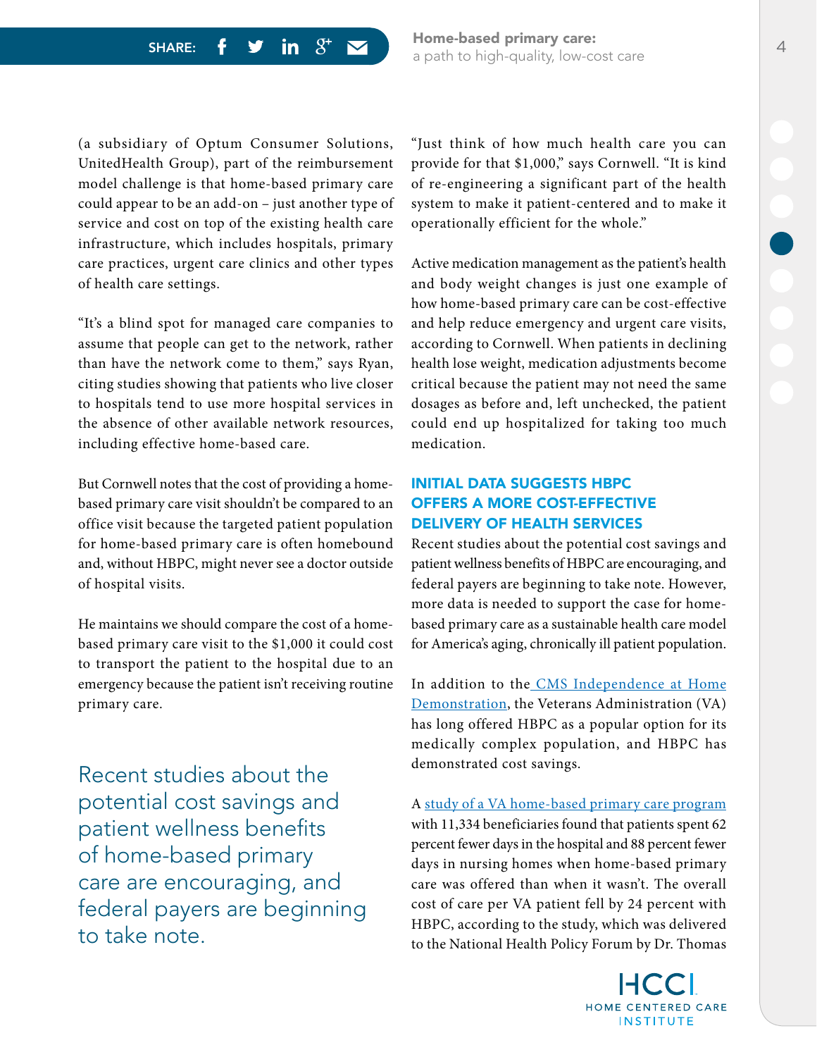(a subsidiary of Optum Consumer Solutions, UnitedHealth Group), part of the reimbursement model challenge is that home-based primary care could appear to be an add-on – just another type of service and cost on top of the existing health care infrastructure, which includes hospitals, primary care practices, urgent care clinics and other types of health care settings.

"It's a blind spot for managed care companies to assume that people can get to the network, rather than have the network come to them," says Ryan, citing studies showing that patients who live closer to hospitals tend to use more hospital services in the absence of other available network resources, including effective home-based care.

But Cornwell notes that the cost of providing a home-based primary care visit shouldn't be compared to an office visit because the targeted patient population for home-based primary care is often homebound and, without HBPC, might never see a doctor outside of hospital visits.

He maintains we should compare the cost of a home-based primary care visit to the $1,000 it could cost to transport the patient to the hospital due to an emergency because the patient isn't receiving routine primary care.

> Recent studies about the potential cost savings and patient wellness benefits of home-based primary care are encouraging, and federal payers are beginning to take note.

"Just think of how much health care you can provide for that $1,000," says Cornwell. "It is kind of re-engineering a significant part of the health system to make it patient-centered and to make it operationally efficient for the whole."

Active medication management as the patient's health and body weight changes is just one example of how home-based primary care can be cost-effective and help reduce emergency and urgent care visits, according to Cornwell. When patients in declining health lose weight, medication adjustments become critical because the patient may not need the same dosages as before and, left unchecked, the patient could end up hospitalized for taking too much medication.

## INITIAL DATA SUGGESTS HBPC OFFERS A MORE COST-EFFECTIVE DELIVERY OF HEALTH SERVICES

Recent studies about the potential cost savings and patient wellness benefits of HBPC are encouraging, and federal payers are beginning to take note. However, more data is needed to support the case for home-based primary care as a sustainable health care model for America's aging, chronically ill patient population.

In addition to the CMS Independence at Home Demonstration, the Veterans Administration (VA) has long offered HBPC as a popular option for its medically complex population, and HBPC has demonstrated cost savings.

A study of a VA home-based primary care program with 11,334 beneficiaries found that patients spent 62 percent fewer days in the hospital and 88 percent fewer days in nursing homes when home-based primary care was offered than when it wasn't. The overall cost of care per VA patient fell by 24 percent with HBPC, according to the study, which was delivered to the National Health Policy Forum by Dr. Thomas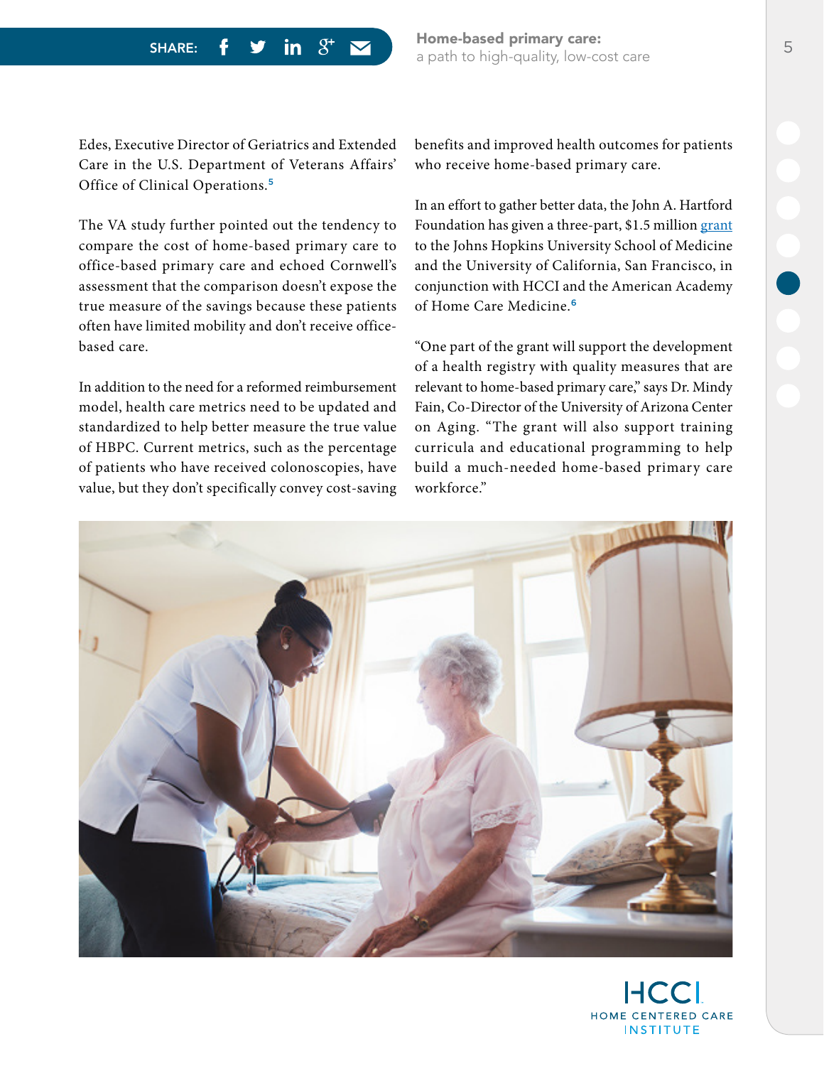Edes, Executive Director of Geriatrics and Extended Care in the U.S. Department of Veterans Affairs' Office of Clinical Operations.[5]

The VA study further pointed out the tendency to compare the cost of home-based primary care to office-based primary care and echoed Cornwell's assessment that the comparison doesn't expose the true measure of the savings because these patients often have limited mobility and don't receive office-based care.

In addition to the need for a reformed reimbursement model, health care metrics need to be updated and standardized to help better measure the true value of HBPC. Current metrics, such as the percentage of patients who have received colonoscopies, have value, but they don't specifically convey cost-saving benefits and improved health outcomes for patients who receive home-based primary care.

In an effort to gather better data, the John A. Hartford Foundation has given a three-part, $1.5 million grant to the Johns Hopkins University School of Medicine and the University of California, San Francisco, in conjunction with HCCI and the American Academy of Home Care Medicine.[6]

"One part of the grant will support the development of a health registry with quality measures that are relevant to home-based primary care," says Dr. Mindy Fain, Co-Director of the University of Arizona Center on Aging. "The grant will also support training curricula and educational programming to help build a much-needed home-based primary care workforce."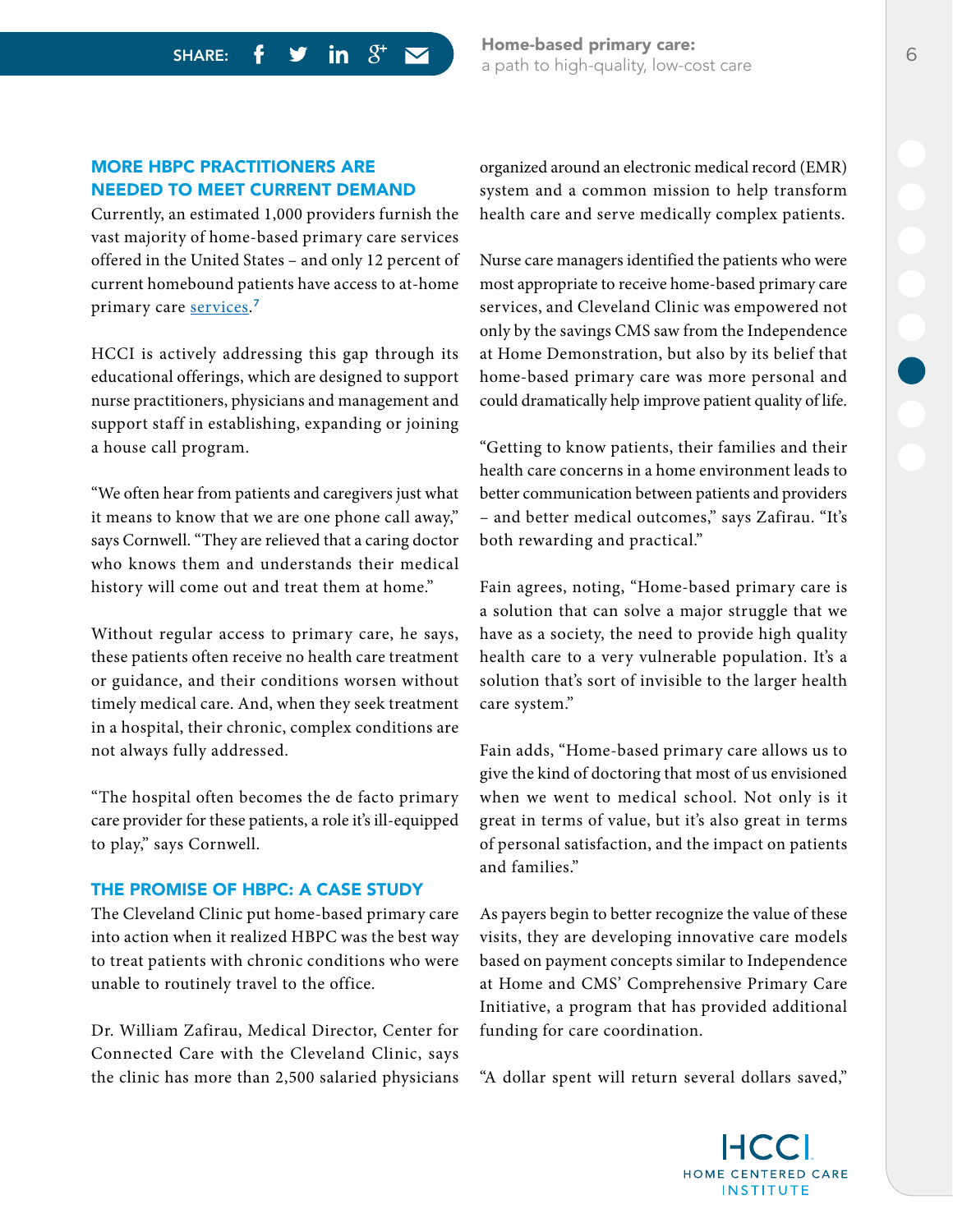## MORE HBPC PRACTITIONERS ARE NEEDED TO MEET CURRENT DEMAND

Currently, an estimated 1,000 providers furnish the vast majority of home-based primary care services offered in the United States – and only 12 percent of current homebound patients have access to at-home primary care services.[7]

HCCI is actively addressing this gap through its educational offerings, which are designed to support nurse practitioners, physicians and management and support staff in establishing, expanding or joining a house call program.

"We often hear from patients and caregivers just what it means to know that we are one phone call away," says Cornwell. "They are relieved that a caring doctor who knows them and understands their medical history will come out and treat them at home."

Without regular access to primary care, he says, these patients often receive no health care treatment or guidance, and their conditions worsen without timely medical care. And, when they seek treatment in a hospital, their chronic, complex conditions are not always fully addressed.

"The hospital often becomes the de facto primary care provider for these patients, a role it's ill-equipped to play," says Cornwell.

## THE PROMISE OF HBPC: A CASE STUDY

The Cleveland Clinic put home-based primary care into action when it realized HBPC was the best way to treat patients with chronic conditions who were unable to routinely travel to the office.

Dr. William Zafirau, Medical Director, Center for Connected Care with the Cleveland Clinic, says the clinic has more than 2,500 salaried physicians organized around an electronic medical record (EMR) system and a common mission to help transform health care and serve medically complex patients.

Nurse care managers identified the patients who were most appropriate to receive home-based primary care services, and Cleveland Clinic was empowered not only by the savings CMS saw from the Independence at Home Demonstration, but also by its belief that home-based primary care was more personal and could dramatically help improve patient quality of life.

"Getting to know patients, their families and their health care concerns in a home environment leads to better communication between patients and providers – and better medical outcomes," says Zafirau. "It's both rewarding and practical."

Fain agrees, noting, "Home-based primary care is a solution that can solve a major struggle that we have as a society, the need to provide high quality health care to a very vulnerable population. It's a solution that's sort of invisible to the larger health care system."

Fain adds, "Home-based primary care allows us to give the kind of doctoring that most of us envisioned when we went to medical school. Not only is it great in terms of value, but it's also great in terms of personal satisfaction, and the impact on patients and families."

As payers begin to better recognize the value of these visits, they are developing innovative care models based on payment concepts similar to Independence at Home and CMS' Comprehensive Primary Care Initiative, a program that has provided additional funding for care coordination.

"A dollar spent will return several dollars saved,"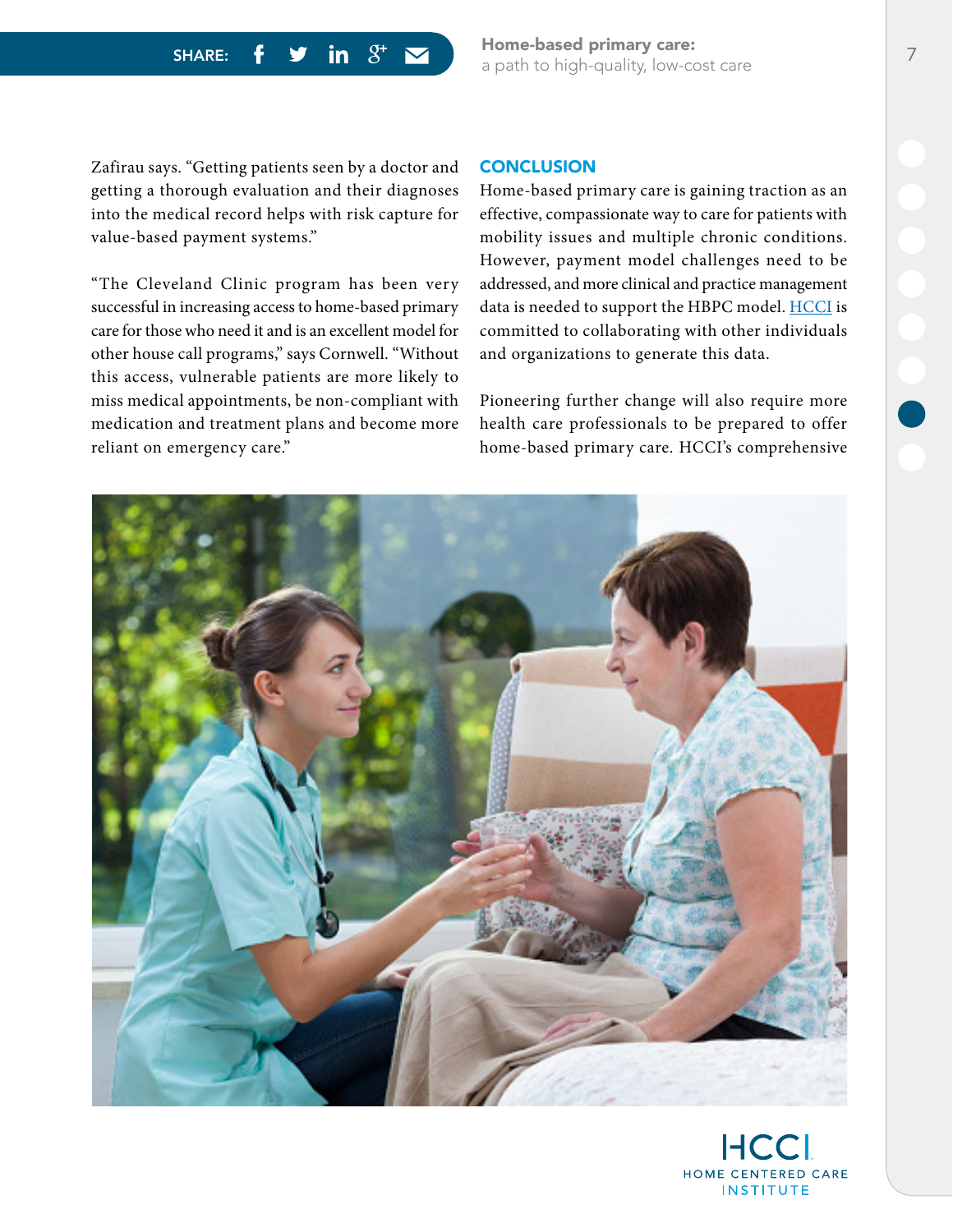Zafirau says. “Getting patients seen by a doctor and getting a thorough evaluation and their diagnoses into the medical record helps with risk capture for value-based payment systems.”

“The Cleveland Clinic program has been very successful in increasing access to home-based primary care for those who need it and is an excellent model for other house call programs,” says Cornwell. “Without this access, vulnerable patients are more likely to miss medical appointments, be non-compliant with medication and treatment plans and become more reliant on emergency care.”

## CONCLUSION

Home-based primary care is gaining traction as an effective, compassionate way to care for patients with mobility issues and multiple chronic conditions. However, payment model challenges need to be addressed, and more clinical and practice management data is needed to support the HBPC model. HCCI is committed to collaborating with other individuals and organizations to generate this data.

Pioneering further change will also require more health care professionals to be prepared to offer home-based primary care. HCCI’s comprehensive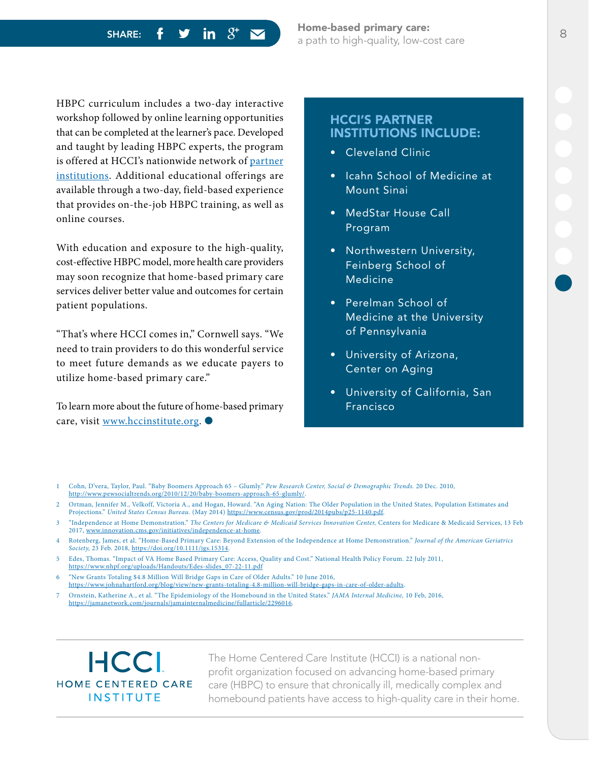HBPC curriculum includes a two-day interactive workshop followed by online learning opportunities that can be completed at the learner's pace. Developed and taught by leading HBPC experts, the program is offered at HCCI's nationwide network of partner institutions. Additional educational offerings are available through a two-day, field-based experience that provides on-the-job HBPC training, as well as online courses.

With education and exposure to the high-quality, cost-effective HBPC model, more health care providers may soon recognize that home-based primary care services deliver better value and outcomes for certain patient populations.

"That's where HCCI comes in," Cornwell says. "We need to train providers to do this wonderful service to meet future demands as we educate payers to utilize home-based primary care."

To learn more about the future of home-based primary care, visit www.hccinstitute.org.

## HCCI'S PARTNER INSTITUTIONS INCLUDE:

- Cleveland Clinic
- Icahn School of Medicine at Mount Sinai
- MedStar House Call Program
- Northwestern University, Feinberg School of Medicine
- Perelman School of Medicine at the University of Pennsylvania
- University of Arizona, Center on Aging
- University of California, San Francisco

1 Cohn, D'vera, Taylor, Paul. "Baby Boomers Approach 65 – Glumly." *Pew Research Center, Social & Demographic Trends.* 20 Dec. 2010, http://www.pewsocialtrends.org/2010/12/20/baby-boomers-approach-65-glumly/.

2 Ortman, Jennifer M., Velkoff, Victoria A., and Hogan, Howard. "An Aging Nation: The Older Population in the United States, Population Estimates and Projections." *United States Census Bureau.* (May 2014) https://www.census.gov/prod/2014pubs/p25-1140.pdf.

3 "Independence at Home Demonstration." *The Centers for Medicare & Medicaid Services Innovation Center,* Centers for Medicare & Medicaid Services, 13 Feb 2017, www.innovation.cms.gov/initiatives/independence-at-home.

4 Rotenberg, James, et al. "Home-Based Primary Care: Beyond Extension of the Independence at Home Demonstration." *Journal of the American Geriatrics Society,* 23 Feb. 2018, https://doi.org/10.1111/jgs.15314.

5 Edes, Thomas. "Impact of VA Home Based Primary Care: Access, Quality and Cost." National Health Policy Forum. 22 July 2011, https://www.nhpf.org/uploads/Handouts/Edes-slides_07-22-11.pdf

6 "New Grants Totaling $4.8 Million Will Bridge Gaps in Care of Older Adults." 10 June 2016, https://www.johnahartford.org/blog/view/new-grants-totaling-4.8-million-will-bridge-gaps-in-care-of-older-adults.

7 Ornstein, Katherine A., et al. "The Epidemiology of the Homebound in the United States." *JAMA Internal Medicine,* 10 Feb, 2016, https://jamanetwork.com/journals/jamainternalmedicine/fullarticle/2296016.

HCCI HOME CENTERED CARE INSTITUTE

The Home Centered Care Institute (HCCI) is a national non-profit organization focused on advancing home-based primary care (HBPC) to ensure that chronically ill, medically complex and homebound patients have access to high-quality care in their home.